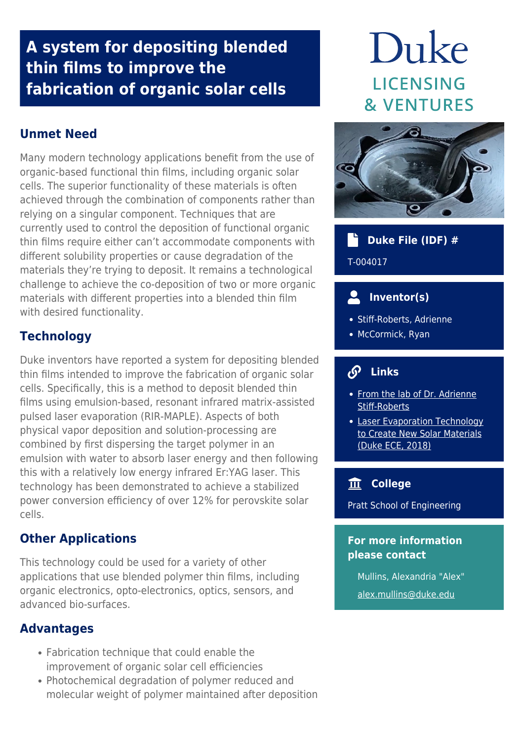# A system for depositing blended thin films to improve the fabrication of organic solar cells

## Unmet Need

Many modern technology applications benefit from the use of organic-based functional thin films, including organic solar cells. The superior functionality of these materials is often achieved through the combination of components rather than relying on a singular component. Techniques that are currently used to control the deposition of functional organic thin films require either can't accommodate components with different solubility properties or cause degradation of the materials they're trying to deposit. It remains a technological challenge to achieve the co-deposition of two or more organic materials with different properties into a blended thin film with desired functionality.

## Technology

Duke inventors have reported a system for depositing blended thin films intended to improve the fabrication of organic solar cells. Specifically, this is a method to deposit blended thin films using emulsion-based, resonant infrared matrix-assisted pulsed laser evaporation (RIR-MAPLE). Aspects of both physical vapor deposition and solution-processing are combined by first dispersing the target polymer in an emulsion with water to absorb laser energy and then following this with a relatively low energy infrared Er:YAG laser. This technology has been demonstrated to achieve a stabilized power conversion efficiency of over 12% for perovskite solar cells.

## Other Applications

This technology could be used for a variety of other applications that use blended polymer thin films, including organic electronics, opto-electronics, optics, sensors, and advanced bio-surfaces.

## Advantages

- Fabrication technique that could enable the improvement of organic solar cell efficiencies
- Photochemical degradation of polymer reduced and molecular weight of polymer maintained after deposition

Duke LICENSING & VENTURES

### Duke File (IDF) #

T-004017

### Inventor(s)

- Stiff-Roberts, Adrienne
- McCormick, Ryan

### Links

- From the lab of Dr. Adrienne Stiff-Roberts
- Laser Evaporation Technology to Create New Solar Materials (Duke ECE, 2018)

### College

Pratt School of Engineering

### For more information please contact

Mullins, Alexandria "Alex"

alex.mullins@duke.edu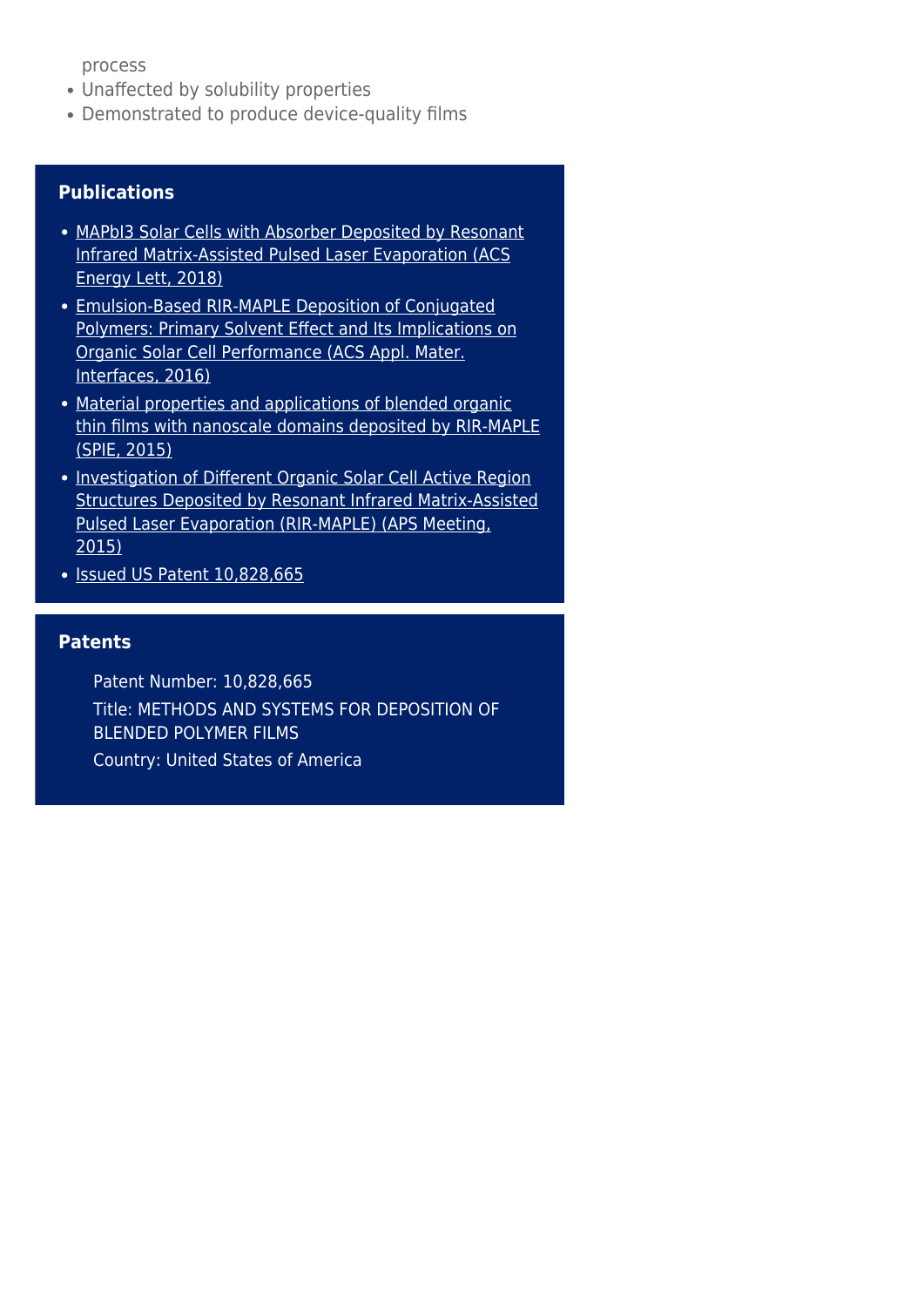process
- Unaffected by solubility properties
- Demonstrated to produce device-quality films

## Publications

- MAPbI3 Solar Cells with Absorber Deposited by Resonant Infrared Matrix-Assisted Pulsed Laser Evaporation (ACS Energy Lett, 2018)
- Emulsion-Based RIR-MAPLE Deposition of Conjugated Polymers: Primary Solvent Effect and Its Implications on Organic Solar Cell Performance (ACS Appl. Mater. Interfaces, 2016)
- Material properties and applications of blended organic thin films with nanoscale domains deposited by RIR-MAPLE (SPIE, 2015)
- Investigation of Different Organic Solar Cell Active Region Structures Deposited by Resonant Infrared Matrix-Assisted Pulsed Laser Evaporation (RIR-MAPLE) (APS Meeting, 2015)
- Issued US Patent 10,828,665

## Patents

Patent Number: 10,828,665

Title: METHODS AND SYSTEMS FOR DEPOSITION OF BLENDED POLYMER FILMS

Country: United States of America